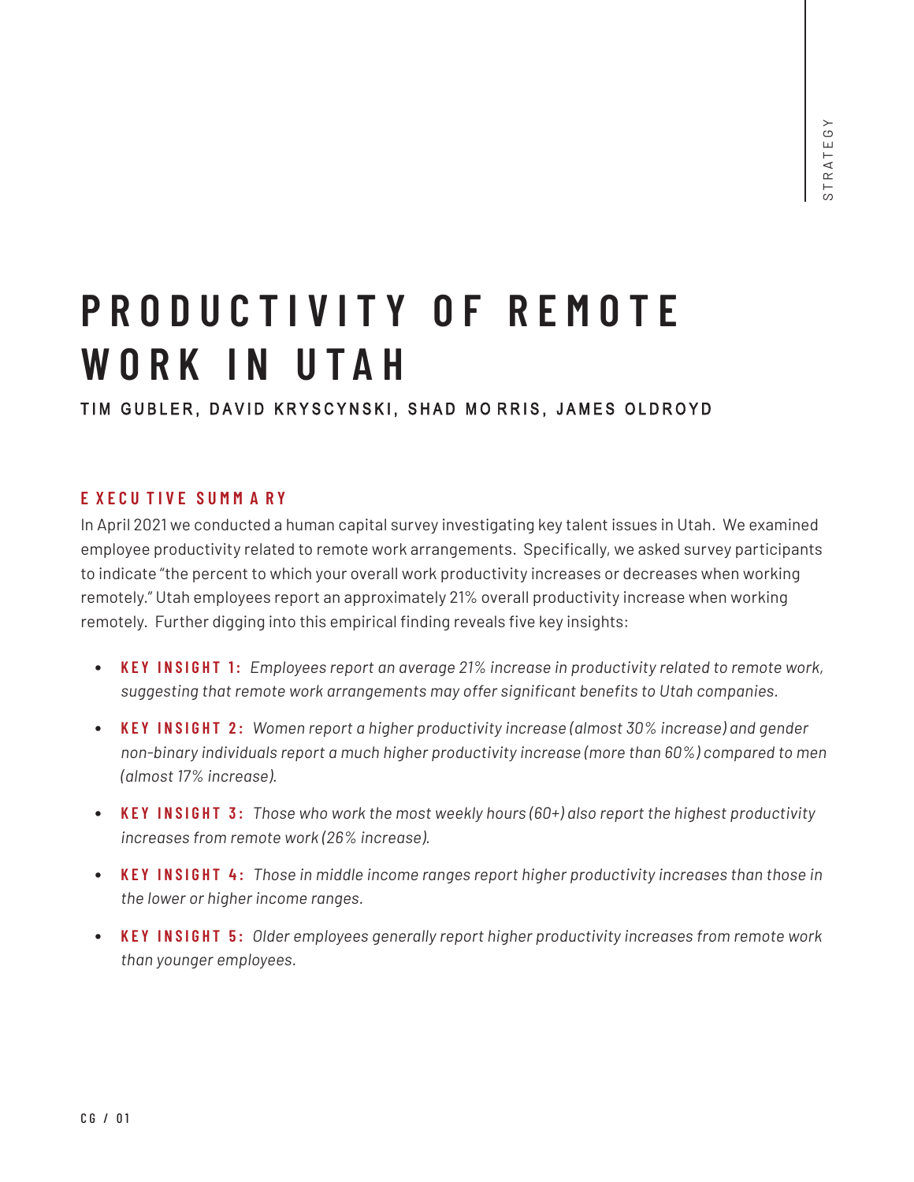# PRODUCTIVITY OF REMOTE WORK IN UTAH

TIM GUBLER, DAVID KRYSCYNSKI, SHAD MORRIS, JAMES OLDROYD

## EXECUTIVE SUMMARY

In April 2021 we conducted a human capital survey investigating key talent issues in Utah. We examined employee productivity related to remote work arrangements. Specifically, we asked survey participants to indicate "the percent to which your overall work productivity increases or decreases when working remotely." Utah employees report an approximately 21% overall productivity increase when working remotely. Further digging into this empirical finding reveals five key insights:

- **KEY INSIGHT 1:** *Employees report an average 21% increase in productivity related to remote work, suggesting that remote work arrangements may offer significant benefits to Utah companies.*
- **KEY INSIGHT 2:** *Women report a higher productivity increase (almost 30% increase) and gender non-binary individuals report a much higher productivity increase (more than 60%) compared to men (almost 17% increase).*
- **KEY INSIGHT 3:** *Those who work the most weekly hours (60+) also report the highest productivity increases from remote work (26% increase).*
- **KEY INSIGHT 4:** *Those in middle income ranges report higher productivity increases than those in the lower or higher income ranges.*
- **KEY INSIGHT 5:** *Older employees generally report higher productivity increases from remote work than younger employees.*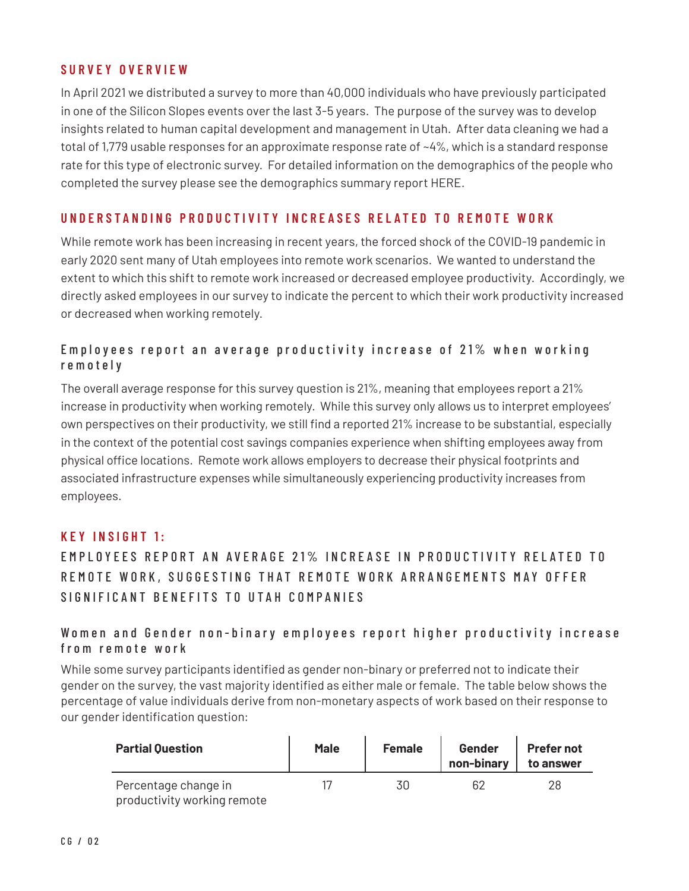## SURVEY OVERVIEW

In April 2021 we distributed a survey to more than 40,000 individuals who have previously participated in one of the Silicon Slopes events over the last 3-5 years. The purpose of the survey was to develop insights related to human capital development and management in Utah. After data cleaning we had a total of 1,779 usable responses for an approximate response rate of ~4%, which is a standard response rate for this type of electronic survey. For detailed information on the demographics of the people who completed the survey please see the demographics summary report HERE.

## UNDERSTANDING PRODUCTIVITY INCREASES RELATED TO REMOTE WORK

While remote work has been increasing in recent years, the forced shock of the COVID-19 pandemic in early 2020 sent many of Utah employees into remote work scenarios. We wanted to understand the extent to which this shift to remote work increased or decreased employee productivity. Accordingly, we directly asked employees in our survey to indicate the percent to which their work productivity increased or decreased when working remotely.

### Employees report an average productivity increase of 21% when working remotely

The overall average response for this survey question is 21%, meaning that employees report a 21% increase in productivity when working remotely. While this survey only allows us to interpret employees' own perspectives on their productivity, we still find a reported 21% increase to be substantial, especially in the context of the potential cost savings companies experience when shifting employees away from physical office locations. Remote work allows employers to decrease their physical footprints and associated infrastructure expenses while simultaneously experiencing productivity increases from employees.

## KEY INSIGHT 1:

## EMPLOYEES REPORT AN AVERAGE 21% INCREASE IN PRODUCTIVITY RELATED TO REMOTE WORK, SUGGESTING THAT REMOTE WORK ARRANGEMENTS MAY OFFER SIGNIFICANT BENEFITS TO UTAH COMPANIES

### Women and Gender non-binary employees report higher productivity increase from remote work

While some survey participants identified as gender non-binary or preferred not to indicate their gender on the survey, the vast majority identified as either male or female. The table below shows the percentage of value individuals derive from non-monetary aspects of work based on their response to our gender identification question:

| Partial Question | Male | Female | Gender non-binary | Prefer not to answer |
|---|---|---|---|---|
| Percentage change in productivity working remote | 17 | 30 | 62 | 28 |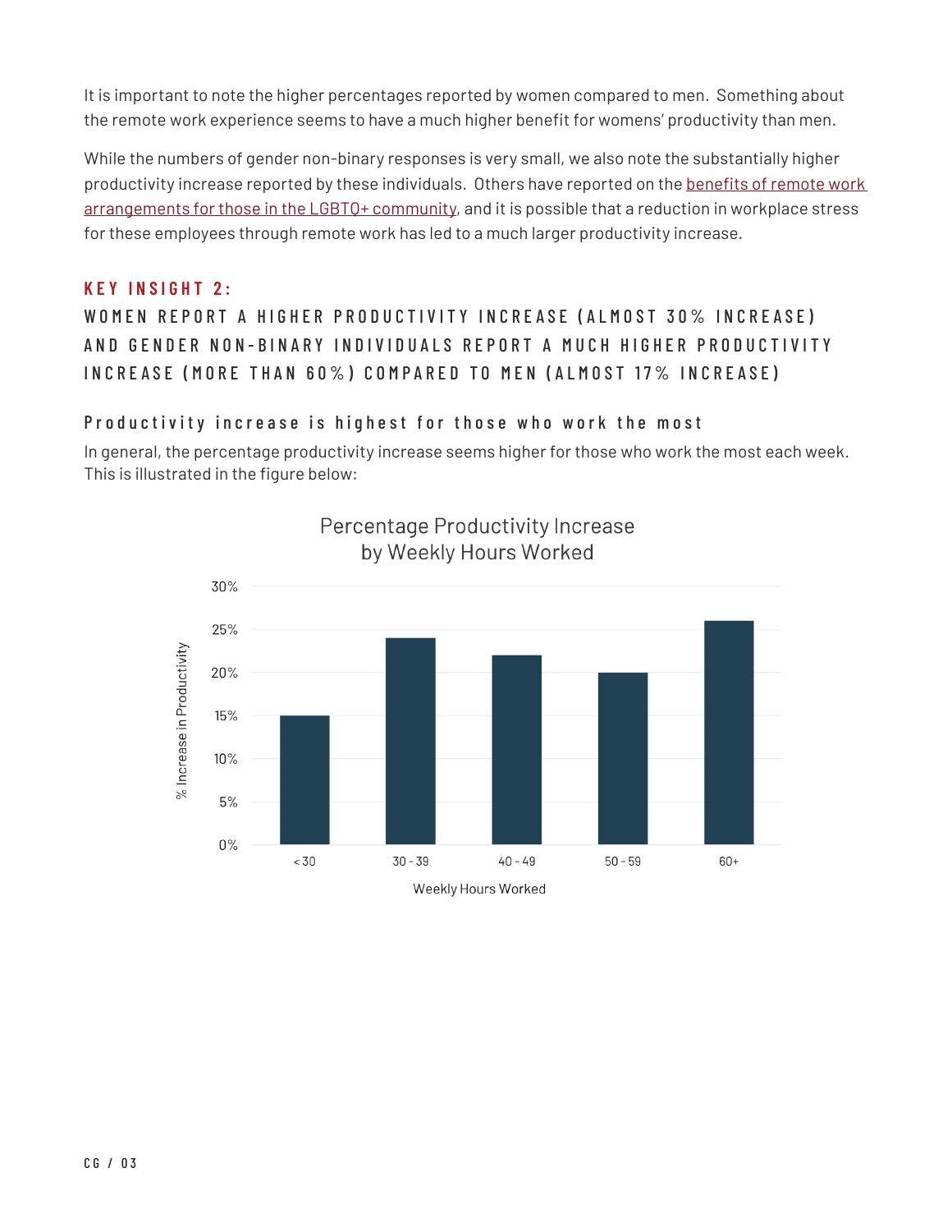It is important to note the higher percentages reported by women compared to men. Something about the remote work experience seems to have a much higher benefit for womens' productivity than men.

While the numbers of gender non-binary responses is very small, we also note the substantially higher productivity increase reported by these individuals. Others have reported on the benefits of remote work arrangements for those in the LGBTQ+ community, and it is possible that a reduction in workplace stress for these employees through remote work has led to a much larger productivity increase.

## KEY INSIGHT 2:

## WOMEN REPORT A HIGHER PRODUCTIVITY INCREASE (ALMOST 30% INCREASE) AND GENDER NON-BINARY INDIVIDUALS REPORT A MUCH HIGHER PRODUCTIVITY INCREASE (MORE THAN 60%) COMPARED TO MEN (ALMOST 17% INCREASE)

### Productivity increase is highest for those who work the most

In general, the percentage productivity increase seems higher for those who work the most each week. This is illustrated in the figure below:

Percentage Productivity Increase by Weekly Hours Worked

| Weekly Hours Worked | % Increase in Productivity |
|---|---|
| < 30 | 15% |
| 30 - 39 | 24% |
| 40 - 49 | 22% |
| 50 - 59 | 20% |
| 60+ | 26% |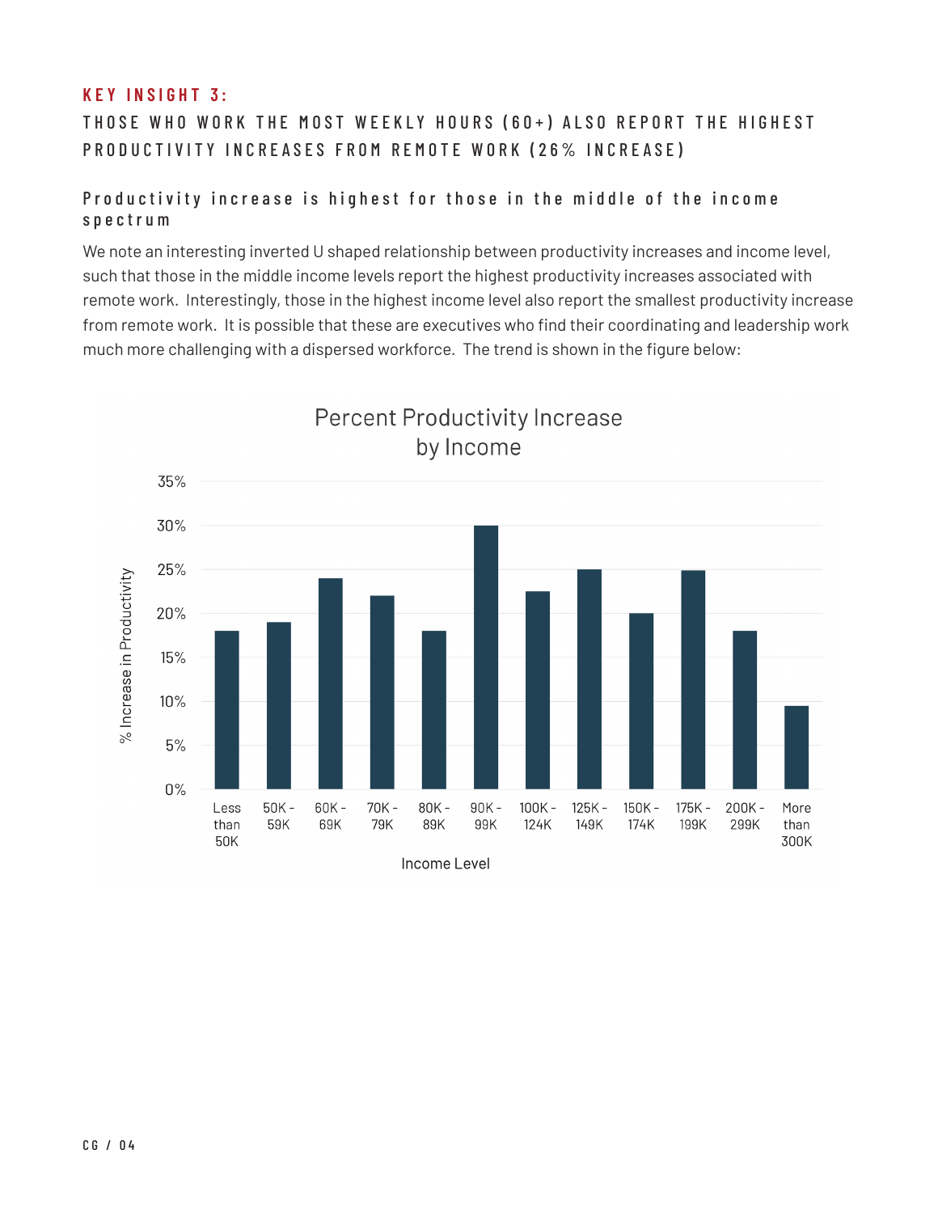## KEY INSIGHT 3:

### THOSE WHO WORK THE MOST WEEKLY HOURS (60+) ALSO REPORT THE HIGHEST PRODUCTIVITY INCREASES FROM REMOTE WORK (26% INCREASE)

#### Productivity increase is highest for those in the middle of the income spectrum

We note an interesting inverted U shaped relationship between productivity increases and income level, such that those in the middle income levels report the highest productivity increases associated with remote work. Interestingly, those in the highest income level also report the smallest productivity increase from remote work. It is possible that these are executives who find their coordinating and leadership work much more challenging with a dispersed workforce. The trend is shown in the figure below:

**Percent Productivity Increase by Income**

| Income Level | % Increase in Productivity |
|---|---|
| Less than 50K | 18% |
| 50K - 59K | 19% |
| 60K - 69K | 24% |
| 70K - 79K | 22% |
| 80K - 89K | 18% |
| 90K - 99K | 30% |
| 100K - 124K | 22.5% |
| 125K - 149K | 25% |
| 150K - 174K | 20% |
| 175K - 199K | 25% |
| 200K - 299K | 18% |
| More than 300K | 9.5% |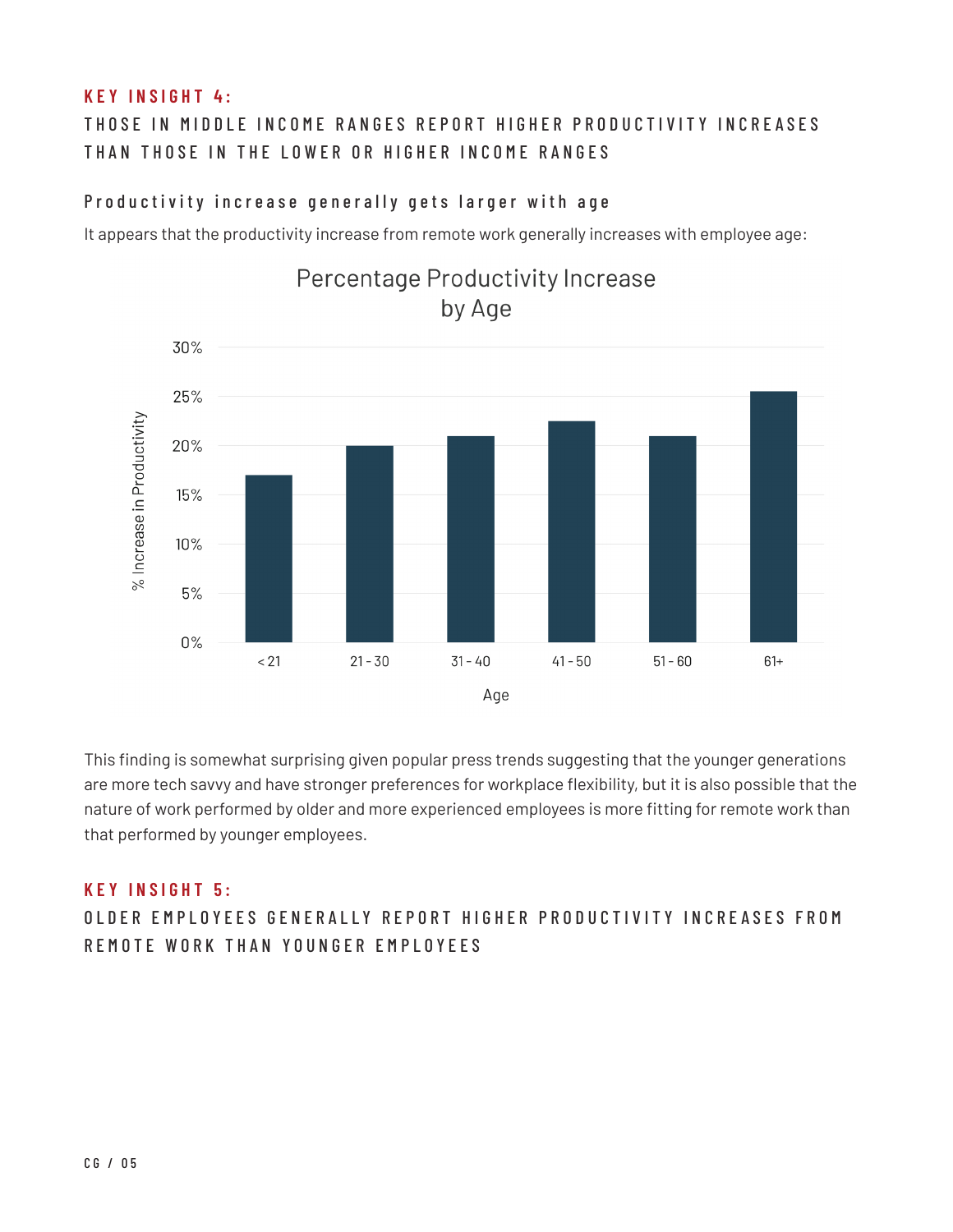**KEY INSIGHT 4:**

## THOSE IN MIDDLE INCOME RANGES REPORT HIGHER PRODUCTIVITY INCREASES THAN THOSE IN THE LOWER OR HIGHER INCOME RANGES

### Productivity increase generally gets larger with age

It appears that the productivity increase from remote work generally increases with employee age:

Percentage Productivity Increase by Age

% Increase in Productivity

30%
25%
20%
15%
10%
5%
0%

< 21
21 - 30
31 - 40
41 - 50
51 - 60
61+

Age

This finding is somewhat surprising given popular press trends suggesting that the younger generations are more tech savvy and have stronger preferences for workplace flexibility, but it is also possible that the nature of work performed by older and more experienced employees is more fitting for remote work than that performed by younger employees.

**KEY INSIGHT 5:**

## OLDER EMPLOYEES GENERALLY REPORT HIGHER PRODUCTIVITY INCREASES FROM REMOTE WORK THAN YOUNGER EMPLOYEES